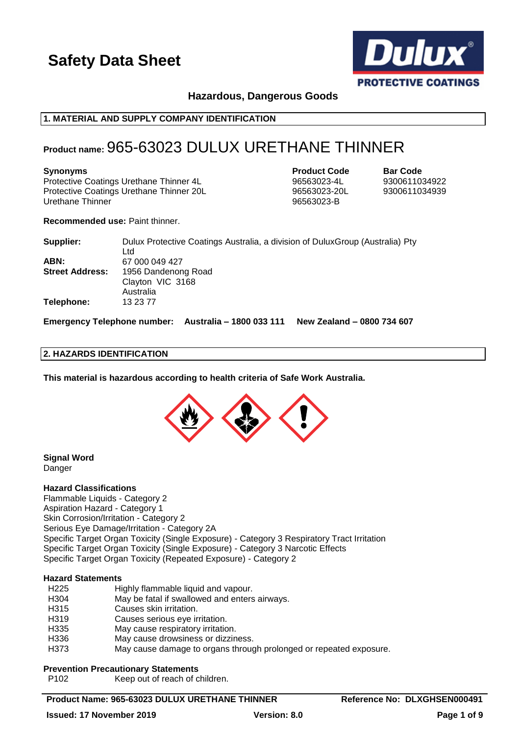# Safety Data Sheet

**Hazardous, Dangerous Goods**

## 1. MATERIAL AND SUPPLY COMPANY IDENTIFICATION

## Product name: 965-63023 DULUX URETHANE THINNER

| Synonyms | Product Code | Bar Code |
|---|---|---|
| Protective Coatings Urethane Thinner 4L | 96563023-4L | 9300611034922 |
| Protective Coatings Urethane Thinner 20L | 96563023-20L | 9300611034939 |
| Urethane Thinner | 96563023-B | |

**Recommended use:** Paint thinner.

**Supplier:** Dulux Protective Coatings Australia, a division of DuluxGroup (Australia) Pty Ltd
**ABN:** 67 000 049 427
**Street Address:** 1956 Dandenong Road
Clayton VIC 3168
Australia
**Telephone:** 13 23 77

**Emergency Telephone number: Australia – 1800 033 111 New Zealand – 0800 734 607**

## 2. HAZARDS IDENTIFICATION

**This material is hazardous according to health criteria of Safe Work Australia.**

**Signal Word**
Danger

**Hazard Classifications**
Flammable Liquids - Category 2
Aspiration Hazard - Category 1
Skin Corrosion/Irritation - Category 2
Serious Eye Damage/Irritation - Category 2A
Specific Target Organ Toxicity (Single Exposure) - Category 3 Respiratory Tract Irritation
Specific Target Organ Toxicity (Single Exposure) - Category 3 Narcotic Effects
Specific Target Organ Toxicity (Repeated Exposure) - Category 2

**Hazard Statements**

| | |
|---|---|
| H225 | Highly flammable liquid and vapour. |
| H304 | May be fatal if swallowed and enters airways. |
| H315 | Causes skin irritation. |
| H319 | Causes serious eye irritation. |
| H335 | May cause respiratory irritation. |
| H336 | May cause drowsiness or dizziness. |
| H373 | May cause damage to organs through prolonged or repeated exposure. |

**Prevention Precautionary Statements**

| | |
|---|---|
| P102 | Keep out of reach of children. |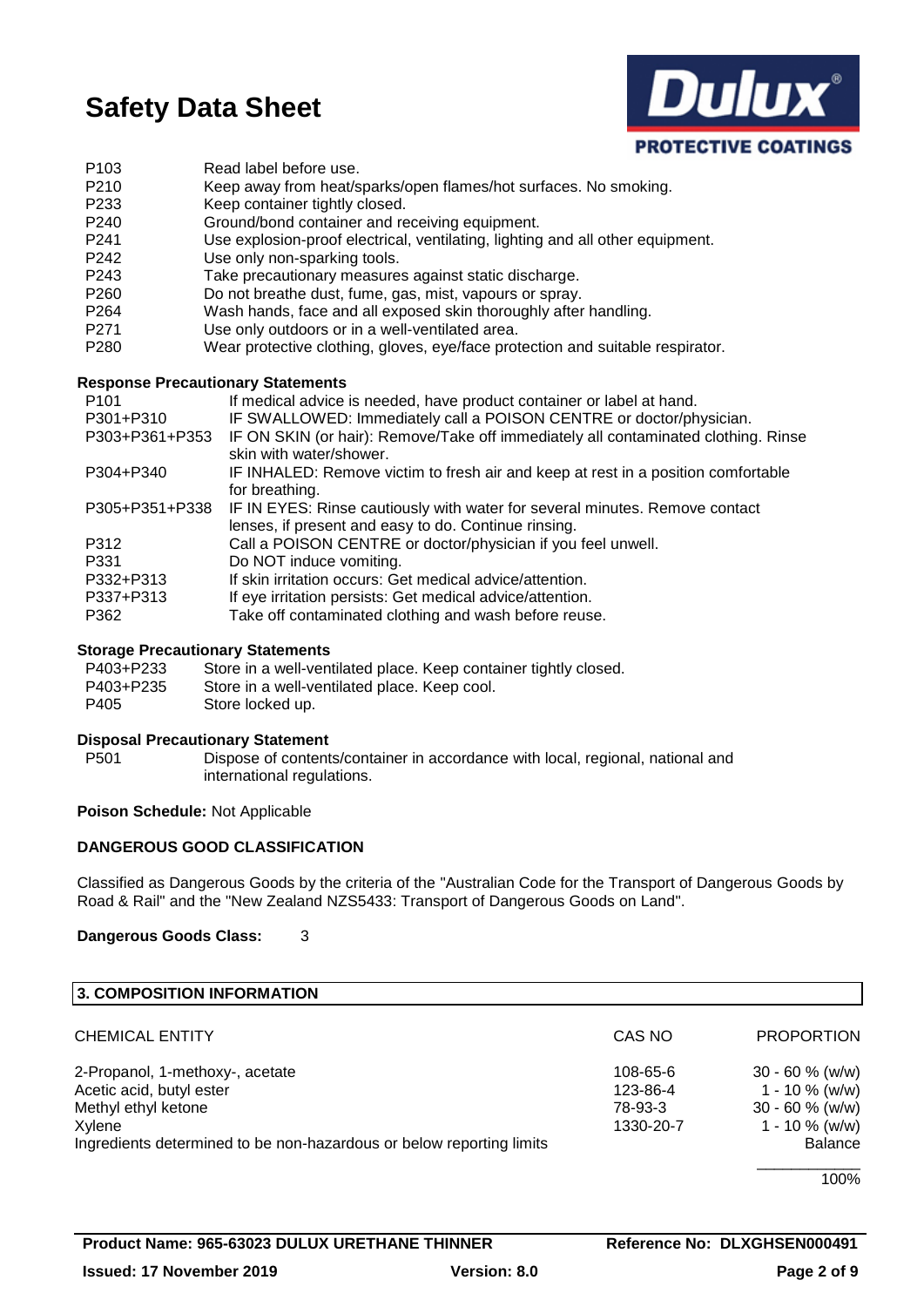| | |
|---|---|
| P103 | Read label before use. |
| P210 | Keep away from heat/sparks/open flames/hot surfaces. No smoking. |
| P233 | Keep container tightly closed. |
| P240 | Ground/bond container and receiving equipment. |
| P241 | Use explosion-proof electrical, ventilating, lighting and all other equipment. |
| P242 | Use only non-sparking tools. |
| P243 | Take precautionary measures against static discharge. |
| P260 | Do not breathe dust, fume, gas, mist, vapours or spray. |
| P264 | Wash hands, face and all exposed skin thoroughly after handling. |
| P271 | Use only outdoors or in a well-ventilated area. |
| P280 | Wear protective clothing, gloves, eye/face protection and suitable respirator. |

**Response Precautionary Statements**

| | |
|---|---|
| P101 | If medical advice is needed, have product container or label at hand. |
| P301+P310 | IF SWALLOWED: Immediately call a POISON CENTRE or doctor/physician. |
| P303+P361+P353 | IF ON SKIN (or hair): Remove/Take off immediately all contaminated clothing. Rinse skin with water/shower. |
| P304+P340 | IF INHALED: Remove victim to fresh air and keep at rest in a position comfortable for breathing. |
| P305+P351+P338 | IF IN EYES: Rinse cautiously with water for several minutes. Remove contact lenses, if present and easy to do. Continue rinsing. |
| P312 | Call a POISON CENTRE or doctor/physician if you feel unwell. |
| P331 | Do NOT induce vomiting. |
| P332+P313 | If skin irritation occurs: Get medical advice/attention. |
| P337+P313 | If eye irritation persists: Get medical advice/attention. |
| P362 | Take off contaminated clothing and wash before reuse. |

**Storage Precautionary Statements**

| | |
|---|---|
| P403+P233 | Store in a well-ventilated place. Keep container tightly closed. |
| P403+P235 | Store in a well-ventilated place. Keep cool. |
| P405 | Store locked up. |

**Disposal Precautionary Statement**

| | |
|---|---|
| P501 | Dispose of contents/container in accordance with local, regional, national and international regulations. |

**Poison Schedule:** Not Applicable

**DANGEROUS GOOD CLASSIFICATION**

Classified as Dangerous Goods by the criteria of the "Australian Code for the Transport of Dangerous Goods by Road & Rail" and the "New Zealand NZS5433: Transport of Dangerous Goods on Land".

**Dangerous Goods Class:** 3

## 3. COMPOSITION INFORMATION

| CHEMICAL ENTITY | CAS NO | PROPORTION |
|---|---|---|
| 2-Propanol, 1-methoxy-, acetate | 108-65-6 | 30 - 60 % (w/w) |
| Acetic acid, butyl ester | 123-86-4 | 1 - 10 % (w/w) |
| Methyl ethyl ketone | 78-93-3 | 30 - 60 % (w/w) |
| Xylene | 1330-20-7 | 1 - 10 % (w/w) |
| Ingredients determined to be non-hazardous or below reporting limits | | Balance |
| | | 100% |

**Product Name: 965-63023 DULUX URETHANE THINNER** **Reference No: DLXGHSEN000491**
**Issued: 17 November 2019** **Version: 8.0**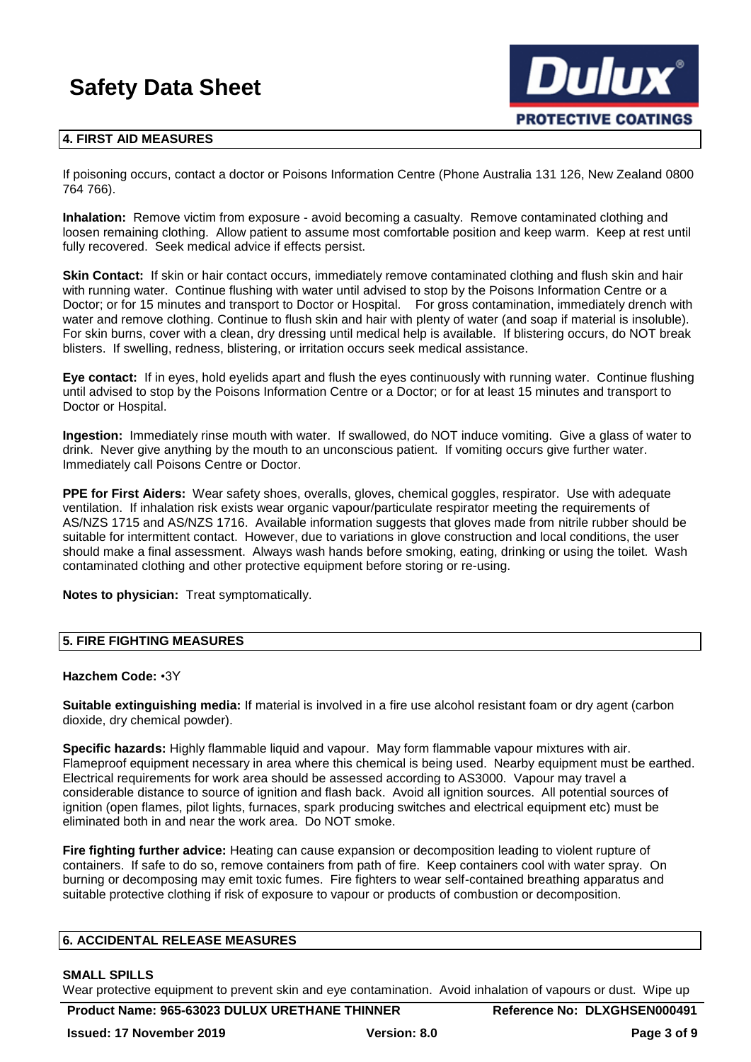## 4. FIRST AID MEASURES

If poisoning occurs, contact a doctor or Poisons Information Centre (Phone Australia 131 126, New Zealand 0800 764 766).

**Inhalation:** Remove victim from exposure - avoid becoming a casualty. Remove contaminated clothing and loosen remaining clothing. Allow patient to assume most comfortable position and keep warm. Keep at rest until fully recovered. Seek medical advice if effects persist.

**Skin Contact:** If skin or hair contact occurs, immediately remove contaminated clothing and flush skin and hair with running water. Continue flushing with water until advised to stop by the Poisons Information Centre or a Doctor; or for 15 minutes and transport to Doctor or Hospital. For gross contamination, immediately drench with water and remove clothing. Continue to flush skin and hair with plenty of water (and soap if material is insoluble). For skin burns, cover with a clean, dry dressing until medical help is available. If blistering occurs, do NOT break blisters. If swelling, redness, blistering, or irritation occurs seek medical assistance.

**Eye contact:** If in eyes, hold eyelids apart and flush the eyes continuously with running water. Continue flushing until advised to stop by the Poisons Information Centre or a Doctor; or for at least 15 minutes and transport to Doctor or Hospital.

**Ingestion:** Immediately rinse mouth with water. If swallowed, do NOT induce vomiting. Give a glass of water to drink. Never give anything by the mouth to an unconscious patient. If vomiting occurs give further water. Immediately call Poisons Centre or Doctor.

**PPE for First Aiders:** Wear safety shoes, overalls, gloves, chemical goggles, respirator. Use with adequate ventilation. If inhalation risk exists wear organic vapour/particulate respirator meeting the requirements of AS/NZS 1715 and AS/NZS 1716. Available information suggests that gloves made from nitrile rubber should be suitable for intermittent contact. However, due to variations in glove construction and local conditions, the user should make a final assessment. Always wash hands before smoking, eating, drinking or using the toilet. Wash contaminated clothing and other protective equipment before storing or re-using.

**Notes to physician:** Treat symptomatically.

## 5. FIRE FIGHTING MEASURES

**Hazchem Code:** •3Y

**Suitable extinguishing media:** If material is involved in a fire use alcohol resistant foam or dry agent (carbon dioxide, dry chemical powder).

**Specific hazards:** Highly flammable liquid and vapour. May form flammable vapour mixtures with air. Flameproof equipment necessary in area where this chemical is being used. Nearby equipment must be earthed. Electrical requirements for work area should be assessed according to AS3000. Vapour may travel a considerable distance to source of ignition and flash back. Avoid all ignition sources. All potential sources of ignition (open flames, pilot lights, furnaces, spark producing switches and electrical equipment etc) must be eliminated both in and near the work area. Do NOT smoke.

**Fire fighting further advice:** Heating can cause expansion or decomposition leading to violent rupture of containers. If safe to do so, remove containers from path of fire. Keep containers cool with water spray. On burning or decomposing may emit toxic fumes. Fire fighters to wear self-contained breathing apparatus and suitable protective clothing if risk of exposure to vapour or products of combustion or decomposition.

## 6. ACCIDENTAL RELEASE MEASURES

**SMALL SPILLS**

Wear protective equipment to prevent skin and eye contamination. Avoid inhalation of vapours or dust. Wipe up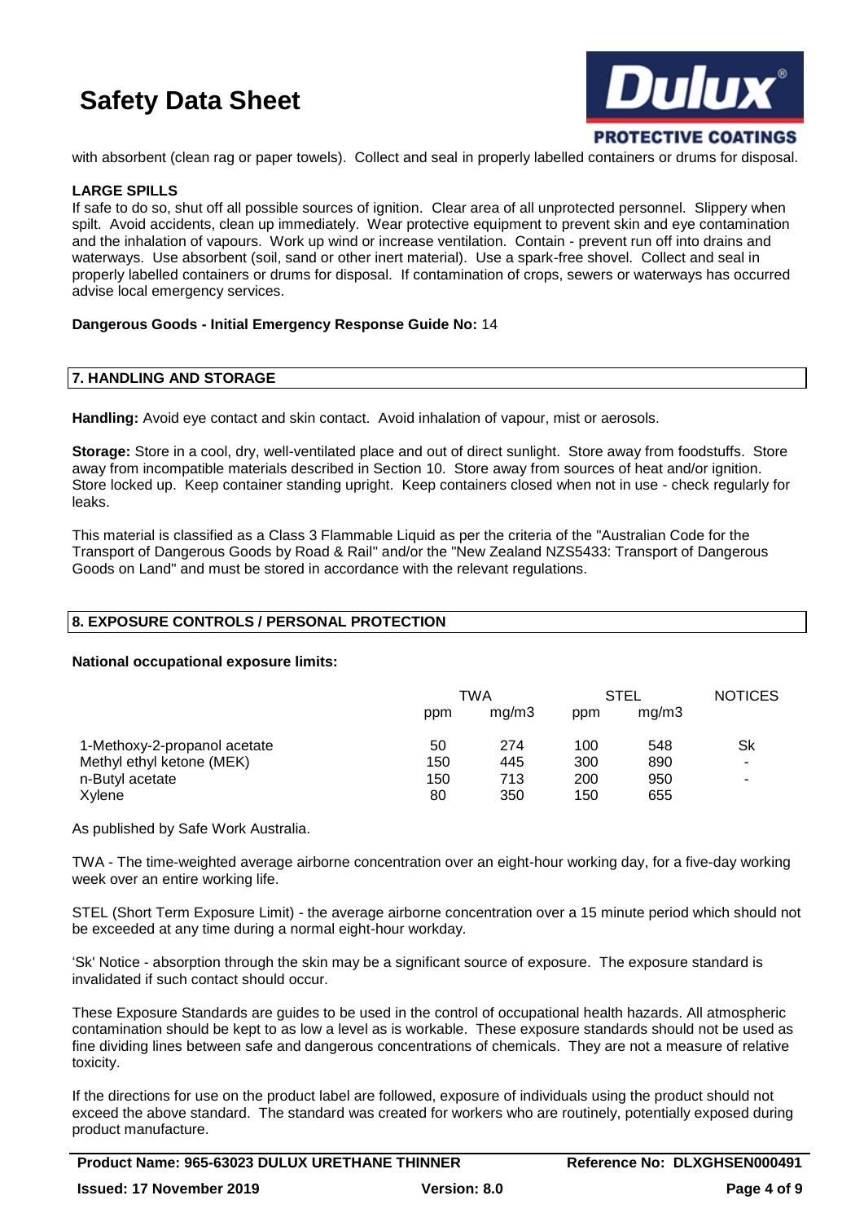with absorbent (clean rag or paper towels). Collect and seal in properly labelled containers or drums for disposal.

**LARGE SPILLS**

If safe to do so, shut off all possible sources of ignition. Clear area of all unprotected personnel. Slippery when spilt. Avoid accidents, clean up immediately. Wear protective equipment to prevent skin and eye contamination and the inhalation of vapours. Work up wind or increase ventilation. Contain - prevent run off into drains and waterways. Use absorbent (soil, sand or other inert material). Use a spark-free shovel. Collect and seal in properly labelled containers or drums for disposal. If contamination of crops, sewers or waterways has occurred advise local emergency services.

**Dangerous Goods - Initial Emergency Response Guide No:** 14

## 7. HANDLING AND STORAGE

**Handling:** Avoid eye contact and skin contact. Avoid inhalation of vapour, mist or aerosols.

**Storage:** Store in a cool, dry, well-ventilated place and out of direct sunlight. Store away from foodstuffs. Store away from incompatible materials described in Section 10. Store away from sources of heat and/or ignition. Store locked up. Keep container standing upright. Keep containers closed when not in use - check regularly for leaks.

This material is classified as a Class 3 Flammable Liquid as per the criteria of the "Australian Code for the Transport of Dangerous Goods by Road & Rail" and/or the "New Zealand NZS5433: Transport of Dangerous Goods on Land" and must be stored in accordance with the relevant regulations.

## 8. EXPOSURE CONTROLS / PERSONAL PROTECTION

**National occupational exposure limits:**

| | TWA | | STEL | | NOTICES |
|---|---|---|---|---|---|
| | ppm | mg/m3 | ppm | mg/m3 | |
| 1-Methoxy-2-propanol acetate | 50 | 274 | 100 | 548 | Sk |
| Methyl ethyl ketone (MEK) | 150 | 445 | 300 | 890 | - |
| n-Butyl acetate | 150 | 713 | 200 | 950 | - |
| Xylene | 80 | 350 | 150 | 655 | |

As published by Safe Work Australia.

TWA - The time-weighted average airborne concentration over an eight-hour working day, for a five-day working week over an entire working life.

STEL (Short Term Exposure Limit) - the average airborne concentration over a 15 minute period which should not be exceeded at any time during a normal eight-hour workday.

'Sk' Notice - absorption through the skin may be a significant source of exposure. The exposure standard is invalidated if such contact should occur.

These Exposure Standards are guides to be used in the control of occupational health hazards. All atmospheric contamination should be kept to as low a level as is workable. These exposure standards should not be used as fine dividing lines between safe and dangerous concentrations of chemicals. They are not a measure of relative toxicity.

If the directions for use on the product label are followed, exposure of individuals using the product should not exceed the above standard. The standard was created for workers who are routinely, potentially exposed during product manufacture.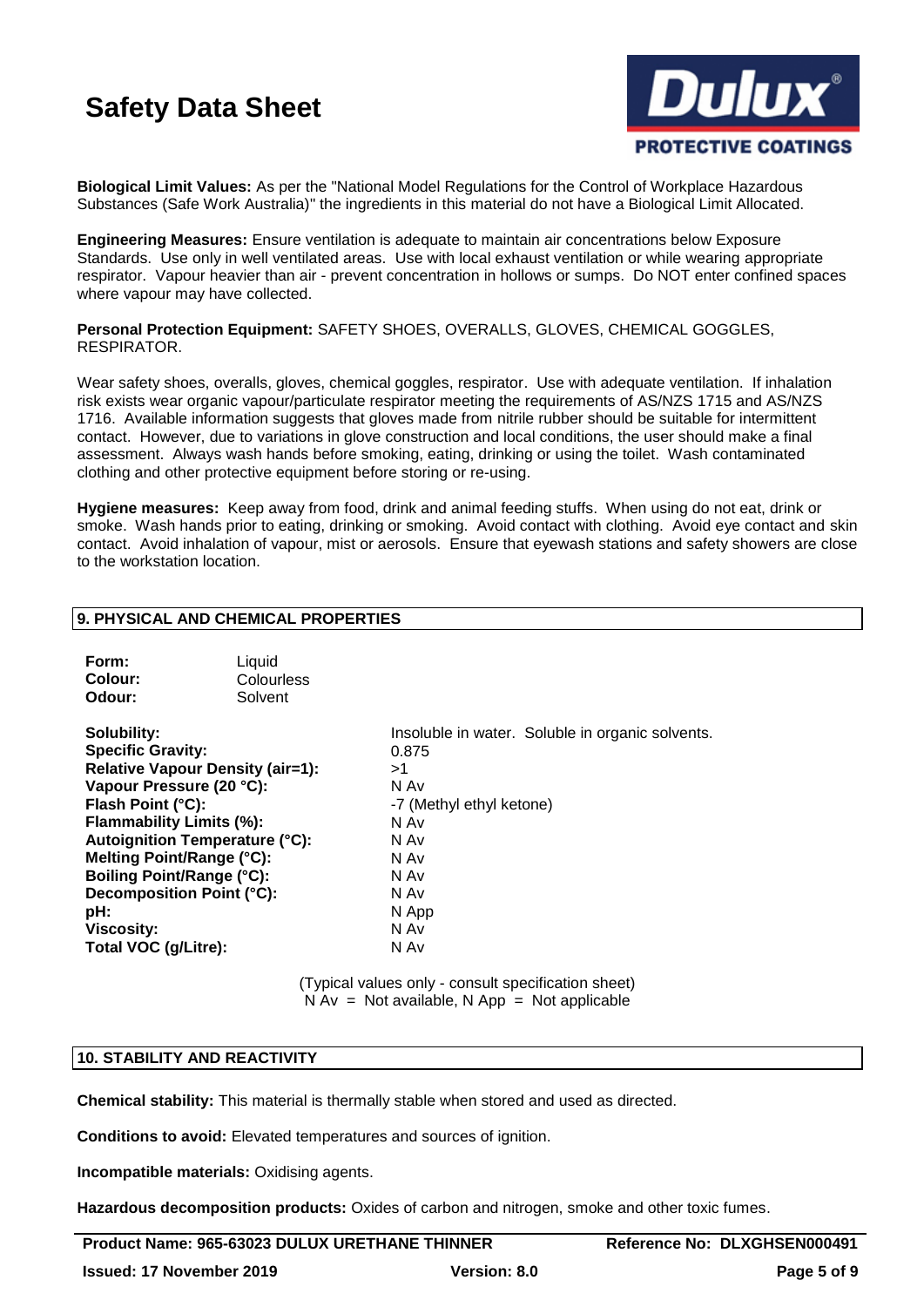**Biological Limit Values:** As per the "National Model Regulations for the Control of Workplace Hazardous Substances (Safe Work Australia)" the ingredients in this material do not have a Biological Limit Allocated.

**Engineering Measures:** Ensure ventilation is adequate to maintain air concentrations below Exposure Standards. Use only in well ventilated areas. Use with local exhaust ventilation or while wearing appropriate respirator. Vapour heavier than air - prevent concentration in hollows or sumps. Do NOT enter confined spaces where vapour may have collected.

**Personal Protection Equipment:** SAFETY SHOES, OVERALLS, GLOVES, CHEMICAL GOGGLES, RESPIRATOR.

Wear safety shoes, overalls, gloves, chemical goggles, respirator. Use with adequate ventilation. If inhalation risk exists wear organic vapour/particulate respirator meeting the requirements of AS/NZS 1715 and AS/NZS 1716. Available information suggests that gloves made from nitrile rubber should be suitable for intermittent contact. However, due to variations in glove construction and local conditions, the user should make a final assessment. Always wash hands before smoking, eating, drinking or using the toilet. Wash contaminated clothing and other protective equipment before storing or re-using.

**Hygiene measures:** Keep away from food, drink and animal feeding stuffs. When using do not eat, drink or smoke. Wash hands prior to eating, drinking or smoking. Avoid contact with clothing. Avoid eye contact and skin contact. Avoid inhalation of vapour, mist or aerosols. Ensure that eyewash stations and safety showers are close to the workstation location.

## 9. PHYSICAL AND CHEMICAL PROPERTIES

**Form:** Liquid
**Colour:** Colourless
**Odour:** Solvent

| | |
|---|---|
| **Solubility:** | Insoluble in water. Soluble in organic solvents. |
| **Specific Gravity:** | 0.875 |
| **Relative Vapour Density (air=1):** | >1 |
| **Vapour Pressure (20 °C):** | N Av |
| **Flash Point (°C):** | -7 (Methyl ethyl ketone) |
| **Flammability Limits (%):** | N Av |
| **Autoignition Temperature (°C):** | N Av |
| **Melting Point/Range (°C):** | N Av |
| **Boiling Point/Range (°C):** | N Av |
| **Decomposition Point (°C):** | N Av |
| **pH:** | N App |
| **Viscosity:** | N Av |
| **Total VOC (g/Litre):** | N Av |

(Typical values only - consult specification sheet)
N Av = Not available, N App = Not applicable

## 10. STABILITY AND REACTIVITY

**Chemical stability:** This material is thermally stable when stored and used as directed.

**Conditions to avoid:** Elevated temperatures and sources of ignition.

**Incompatible materials:** Oxidising agents.

**Hazardous decomposition products:** Oxides of carbon and nitrogen, smoke and other toxic fumes.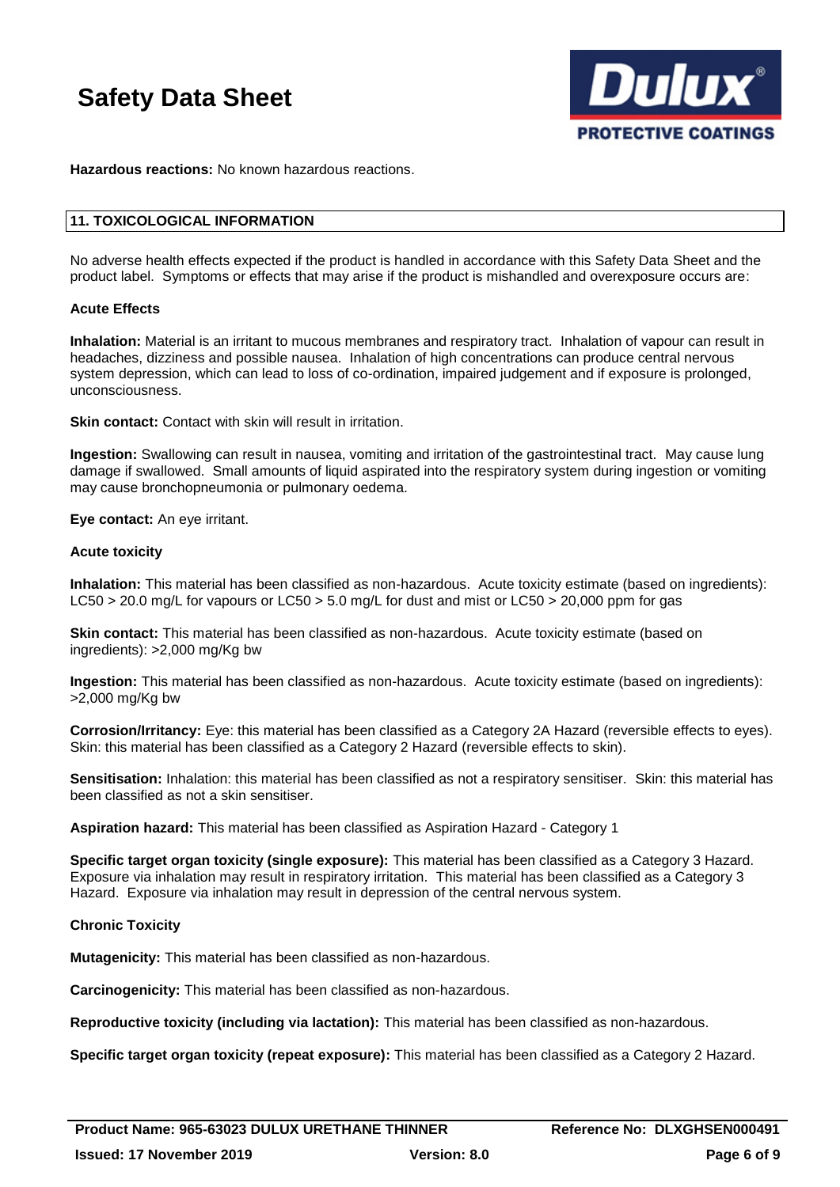**Hazardous reactions:** No known hazardous reactions.

## 11. TOXICOLOGICAL INFORMATION

No adverse health effects expected if the product is handled in accordance with this Safety Data Sheet and the product label. Symptoms or effects that may arise if the product is mishandled and overexposure occurs are:

### Acute Effects

**Inhalation:** Material is an irritant to mucous membranes and respiratory tract. Inhalation of vapour can result in headaches, dizziness and possible nausea. Inhalation of high concentrations can produce central nervous system depression, which can lead to loss of co-ordination, impaired judgement and if exposure is prolonged, unconsciousness.

**Skin contact:** Contact with skin will result in irritation.

**Ingestion:** Swallowing can result in nausea, vomiting and irritation of the gastrointestinal tract. May cause lung damage if swallowed. Small amounts of liquid aspirated into the respiratory system during ingestion or vomiting may cause bronchopneumonia or pulmonary oedema.

**Eye contact:** An eye irritant.

### Acute toxicity

**Inhalation:** This material has been classified as non-hazardous. Acute toxicity estimate (based on ingredients): LC50 > 20.0 mg/L for vapours or LC50 > 5.0 mg/L for dust and mist or LC50 > 20,000 ppm for gas

**Skin contact:** This material has been classified as non-hazardous. Acute toxicity estimate (based on ingredients): >2,000 mg/Kg bw

**Ingestion:** This material has been classified as non-hazardous. Acute toxicity estimate (based on ingredients): >2,000 mg/Kg bw

**Corrosion/Irritancy:** Eye: this material has been classified as a Category 2A Hazard (reversible effects to eyes). Skin: this material has been classified as a Category 2 Hazard (reversible effects to skin).

**Sensitisation:** Inhalation: this material has been classified as not a respiratory sensitiser. Skin: this material has been classified as not a skin sensitiser.

**Aspiration hazard:** This material has been classified as Aspiration Hazard - Category 1

**Specific target organ toxicity (single exposure):** This material has been classified as a Category 3 Hazard. Exposure via inhalation may result in respiratory irritation. This material has been classified as a Category 3 Hazard. Exposure via inhalation may result in depression of the central nervous system.

### Chronic Toxicity

**Mutagenicity:** This material has been classified as non-hazardous.

**Carcinogenicity:** This material has been classified as non-hazardous.

**Reproductive toxicity (including via lactation):** This material has been classified as non-hazardous.

**Specific target organ toxicity (repeat exposure):** This material has been classified as a Category 2 Hazard.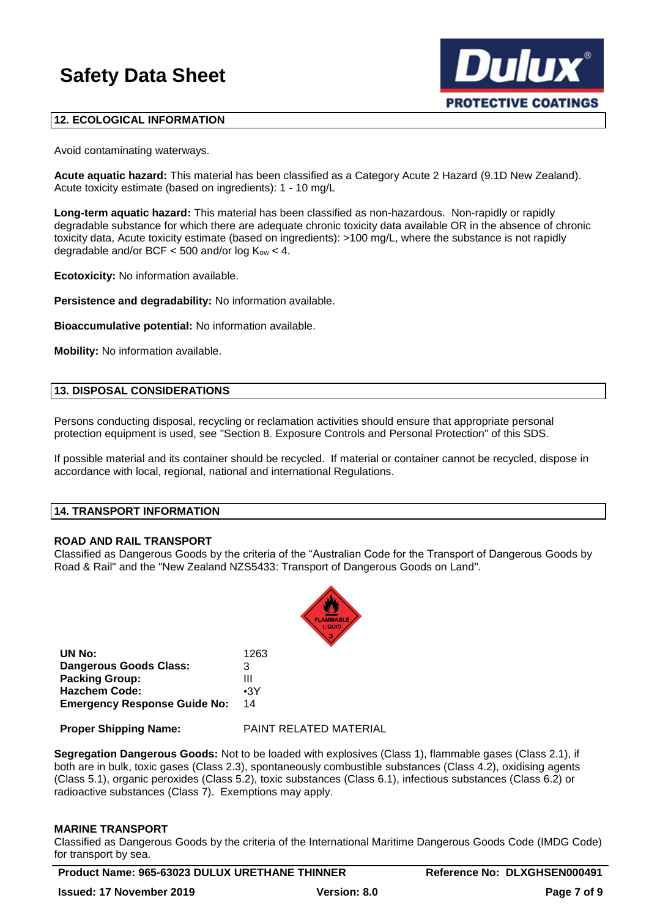## 12. ECOLOGICAL INFORMATION

Avoid contaminating waterways.

**Acute aquatic hazard:** This material has been classified as a Category Acute 2 Hazard (9.1D New Zealand). Acute toxicity estimate (based on ingredients): 1 - 10 mg/L

**Long-term aquatic hazard:** This material has been classified as non-hazardous. Non-rapidly or rapidly degradable substance for which there are adequate chronic toxicity data available OR in the absence of chronic toxicity data, Acute toxicity estimate (based on ingredients): >100 mg/L, where the substance is not rapidly degradable and/or BCF < 500 and/or log $K_{ow}$ < 4.

**Ecotoxicity:** No information available.

**Persistence and degradability:** No information available.

**Bioaccumulative potential:** No information available.

**Mobility:** No information available.

## 13. DISPOSAL CONSIDERATIONS

Persons conducting disposal, recycling or reclamation activities should ensure that appropriate personal protection equipment is used, see "Section 8. Exposure Controls and Personal Protection" of this SDS.

If possible material and its container should be recycled. If material or container cannot be recycled, dispose in accordance with local, regional, national and international Regulations.

## 14. TRANSPORT INFORMATION

### ROAD AND RAIL TRANSPORT

Classified as Dangerous Goods by the criteria of the “Australian Code for the Transport of Dangerous Goods by Road & Rail" and the "New Zealand NZS5433: Transport of Dangerous Goods on Land".

| | |
|---|---|
| **UN No:** | 1263 |
| **Dangerous Goods Class:** | 3 |
| **Packing Group:** | III |
| **Hazchem Code:** | •3Y |
| **Emergency Response Guide No:** | 14 |
| **Proper Shipping Name:** | PAINT RELATED MATERIAL |

**Segregation Dangerous Goods:** Not to be loaded with explosives (Class 1), flammable gases (Class 2.1), if both are in bulk, toxic gases (Class 2.3), spontaneously combustible substances (Class 4.2), oxidising agents (Class 5.1), organic peroxides (Class 5.2), toxic substances (Class 6.1), infectious substances (Class 6.2) or radioactive substances (Class 7). Exemptions may apply.

### MARINE TRANSPORT

Classified as Dangerous Goods by the criteria of the International Maritime Dangerous Goods Code (IMDG Code) for transport by sea.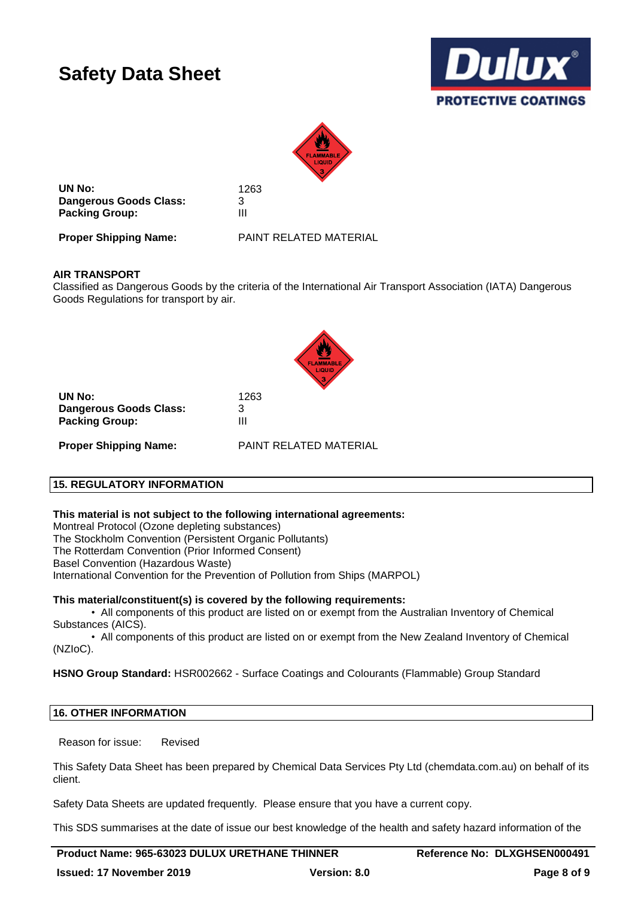**UN No:** 1263
**Dangerous Goods Class:** 3
**Packing Group:** III

**Proper Shipping Name:** PAINT RELATED MATERIAL

**AIR TRANSPORT**
Classified as Dangerous Goods by the criteria of the International Air Transport Association (IATA) Dangerous Goods Regulations for transport by air.

**UN No:** 1263
**Dangerous Goods Class:** 3
**Packing Group:** III

**Proper Shipping Name:** PAINT RELATED MATERIAL

## 15. REGULATORY INFORMATION

**This material is not subject to the following international agreements:**
Montreal Protocol (Ozone depleting substances)
The Stockholm Convention (Persistent Organic Pollutants)
The Rotterdam Convention (Prior Informed Consent)
Basel Convention (Hazardous Waste)
International Convention for the Prevention of Pollution from Ships (MARPOL)

**This material/constituent(s) is covered by the following requirements:**

- All components of this product are listed on or exempt from the Australian Inventory of Chemical Substances (AICS).
- All components of this product are listed on or exempt from the New Zealand Inventory of Chemical (NZIoC).

**HSNO Group Standard:** HSR002662 - Surface Coatings and Colourants (Flammable) Group Standard

## 16. OTHER INFORMATION

Reason for issue: Revised

This Safety Data Sheet has been prepared by Chemical Data Services Pty Ltd (chemdata.com.au) on behalf of its client.

Safety Data Sheets are updated frequently. Please ensure that you have a current copy.

This SDS summarises at the date of issue our best knowledge of the health and safety hazard information of the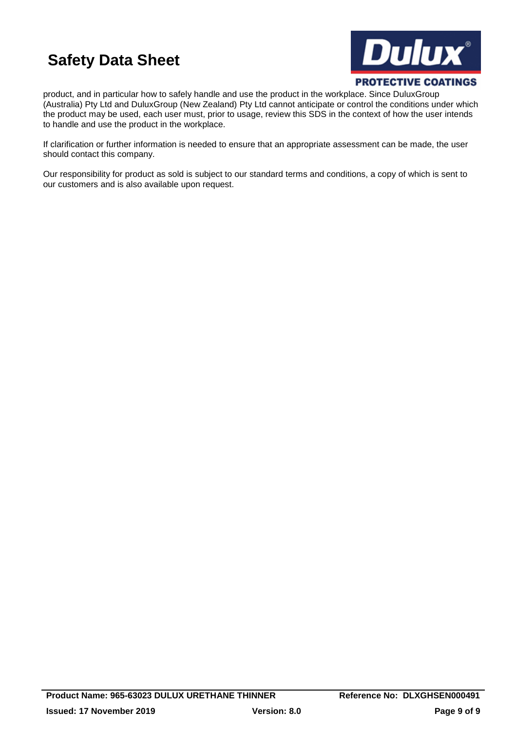product, and in particular how to safely handle and use the product in the workplace. Since DuluxGroup (Australia) Pty Ltd and DuluxGroup (New Zealand) Pty Ltd cannot anticipate or control the conditions under which the product may be used, each user must, prior to usage, review this SDS in the context of how the user intends to handle and use the product in the workplace.

If clarification or further information is needed to ensure that an appropriate assessment can be made, the user should contact this company.

Our responsibility for product as sold is subject to our standard terms and conditions, a copy of which is sent to our customers and is also available upon request.